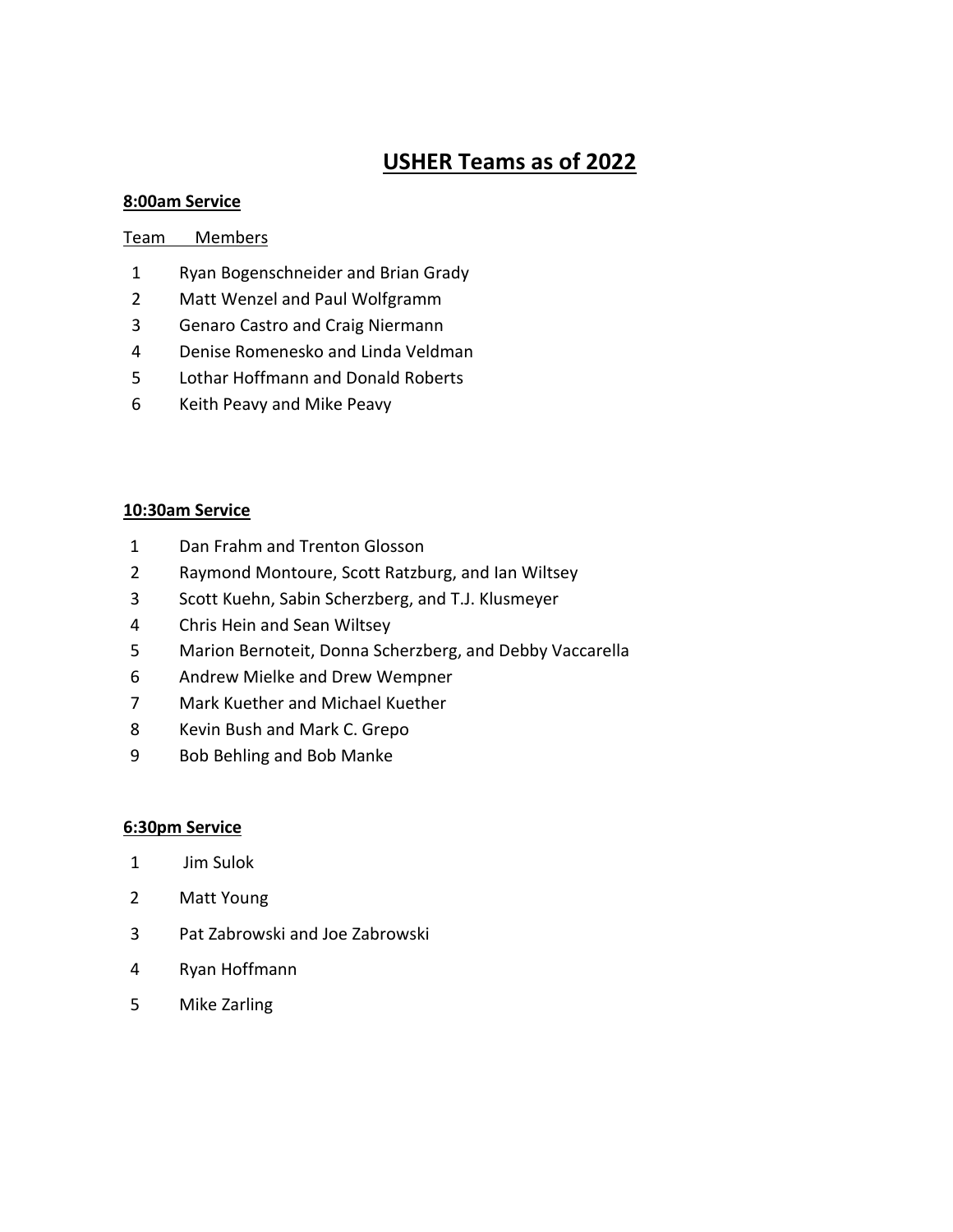# USHER Teams as of 2022

## 8:00am Service

| Team | Members |
| --- | --- |
| 1 | Ryan Bogenschneider and Brian Grady |
| 2 | Matt Wenzel and Paul Wolfgramm |
| 3 | Genaro Castro and Craig Niermann |
| 4 | Denise Romenesko and Linda Veldman |
| 5 | Lothar Hoffmann and Donald Roberts |
| 6 | Keith Peavy and Mike Peavy |

## 10:30am Service

| | |
| --- | --- |
| 1 | Dan Frahm and Trenton Glosson |
| 2 | Raymond Montoure, Scott Ratzburg, and Ian Wiltsey |
| 3 | Scott Kuehn, Sabin Scherzberg, and T.J. Klusmeyer |
| 4 | Chris Hein and Sean Wiltsey |
| 5 | Marion Bernoteit, Donna Scherzberg, and Debby Vaccarella |
| 6 | Andrew Mielke and Drew Wempner |
| 7 | Mark Kuether and Michael Kuether |
| 8 | Kevin Bush and Mark C. Grepo |
| 9 | Bob Behling and Bob Manke |

## 6:30pm Service

| | |
| --- | --- |
| 1 | Jim Sulok |
| 2 | Matt Young |
| 3 | Pat Zabrowski and Joe Zabrowski |
| 4 | Ryan Hoffmann |
| 5 | Mike Zarling |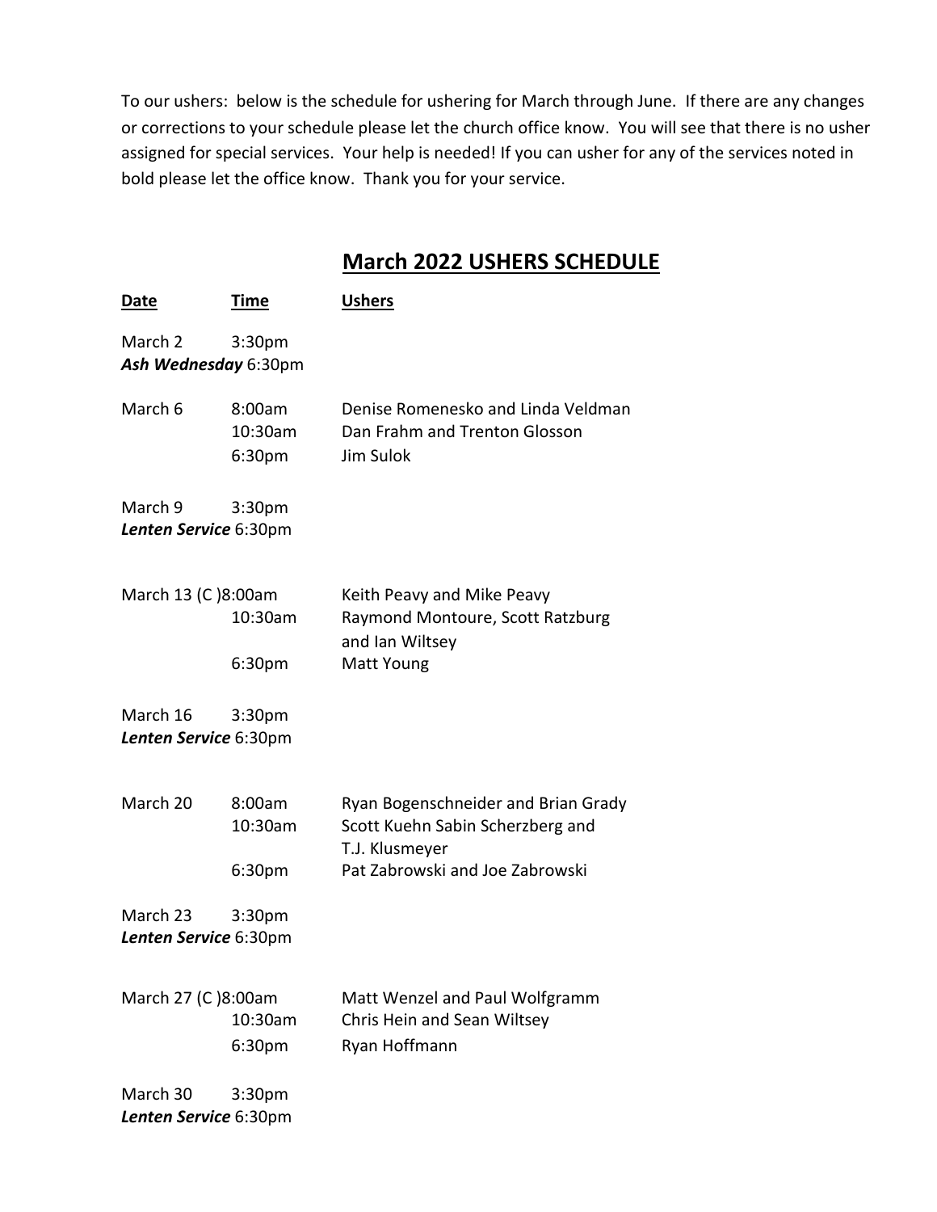To our ushers: below is the schedule for ushering for March through June. If there are any changes or corrections to your schedule please let the church office know. You will see that there is no usher assigned for special services. Your help is needed! If you can usher for any of the services noted in bold please let the office know. Thank you for your service.

## March 2022 USHERS SCHEDULE

| Date | Time | Ushers |
|---|---|---|
| March 2 | 3:30pm | |
| ***Ash Wednesday*** | 6:30pm | |
| March 6 | 8:00am | Denise Romenesko and Linda Veldman |
| | 10:30am | Dan Frahm and Trenton Glosson |
| | 6:30pm | Jim Sulok |
| March 9 | 3:30pm | |
| ***Lenten Service*** | 6:30pm | |
| March 13 (C ) | 8:00am | Keith Peavy and Mike Peavy |
| | 10:30am | Raymond Montoure, Scott Ratzburg and Ian Wiltsey |
| | 6:30pm | Matt Young |
| March 16 | 3:30pm | |
| ***Lenten Service*** | 6:30pm | |
| March 20 | 8:00am | Ryan Bogenschneider and Brian Grady |
| | 10:30am | Scott Kuehn Sabin Scherzberg and T.J. Klusmeyer |
| | 6:30pm | Pat Zabrowski and Joe Zabrowski |
| March 23 | 3:30pm | |
| ***Lenten Service*** | 6:30pm | |
| March 27 (C ) | 8:00am | Matt Wenzel and Paul Wolfgramm |
| | 10:30am | Chris Hein and Sean Wiltsey |
| | 6:30pm | Ryan Hoffmann |
| March 30 | 3:30pm | |
| ***Lenten Service*** | 6:30pm | |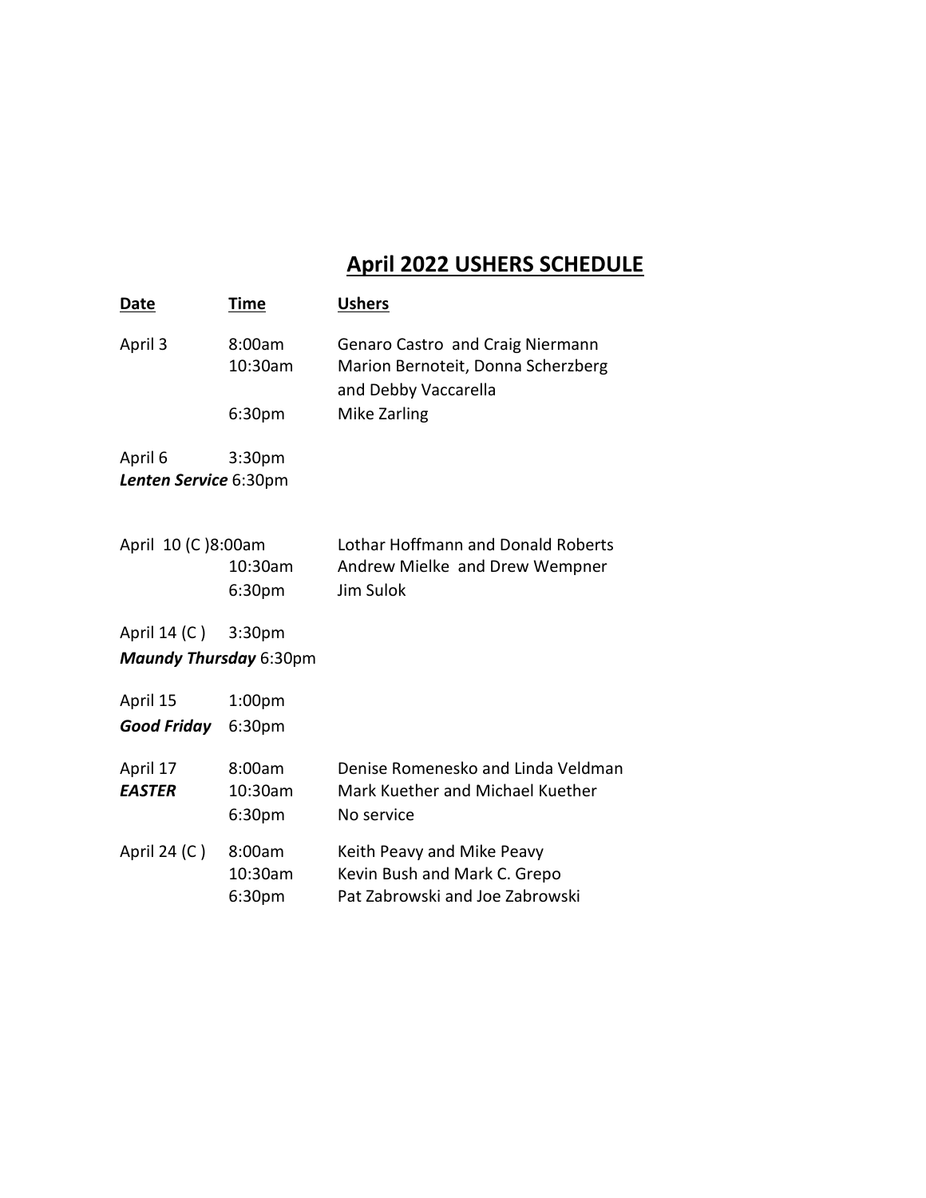# April 2022 USHERS SCHEDULE

| Date | Time | Ushers |
|---|---|---|
| April 3 | 8:00am | Genaro Castro and Craig Niermann |
| | 10:30am | Marion Bernoteit, Donna Scherzberg and Debby Vaccarella |
| | 6:30pm | Mike Zarling |
| April 6 | 3:30pm | |
| ***Lenten Service*** | 6:30pm | |
| April 10 (C ) | 8:00am | Lothar Hoffmann and Donald Roberts |
| | 10:30am | Andrew Mielke and Drew Wempner |
| | 6:30pm | Jim Sulok |
| April 14 (C ) | 3:30pm | |
| ***Maundy Thursday*** | 6:30pm | |
| April 15 | 1:00pm | |
| ***Good Friday*** | 6:30pm | |
| April 17 | 8:00am | Denise Romenesko and Linda Veldman |
| ***EASTER*** | 10:30am | Mark Kuether and Michael Kuether |
| | 6:30pm | No service |
| April 24 (C ) | 8:00am | Keith Peavy and Mike Peavy |
| | 10:30am | Kevin Bush and Mark C. Grepo |
| | 6:30pm | Pat Zabrowski and Joe Zabrowski |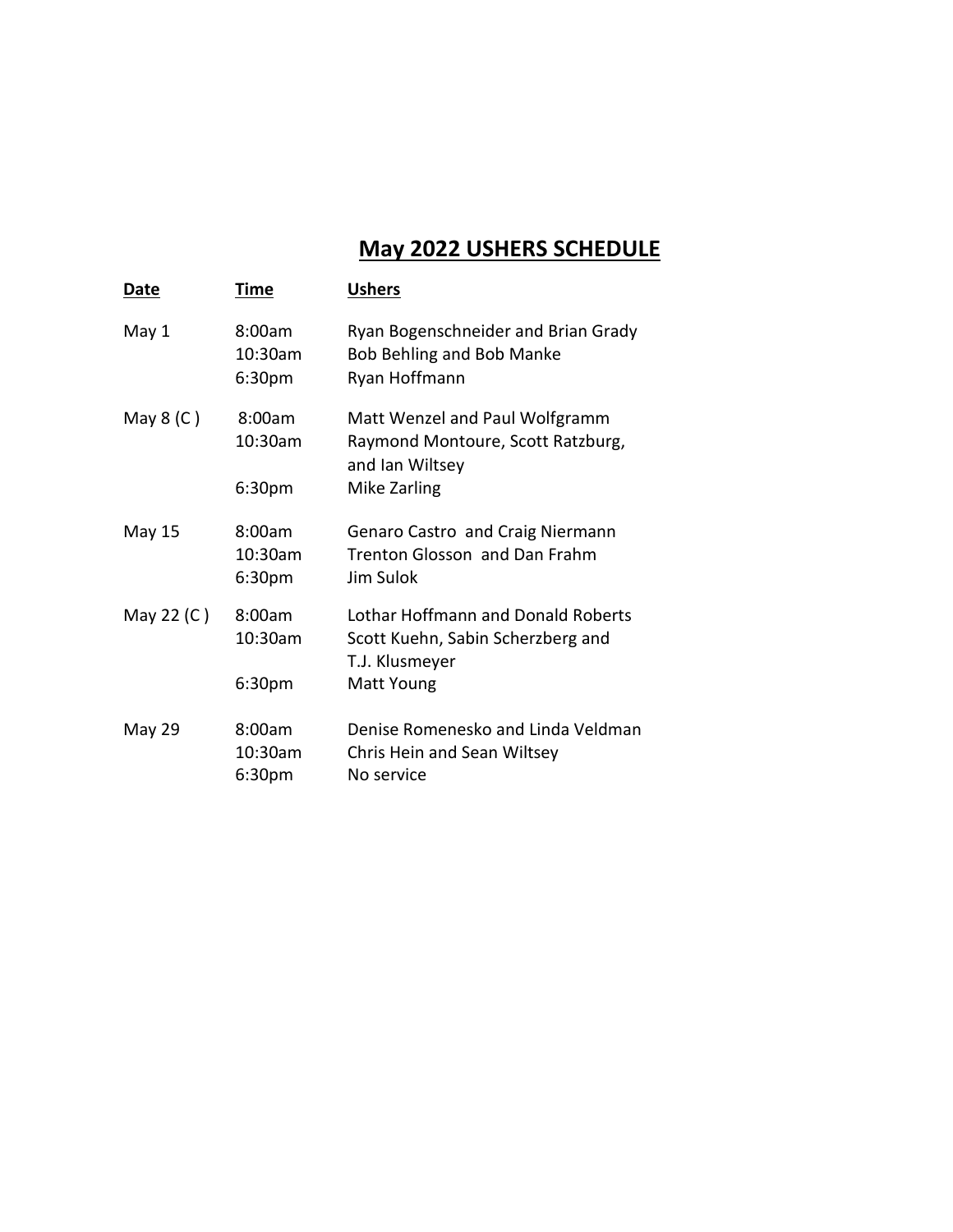# May 2022 USHERS SCHEDULE

| Date | Time | Ushers |
|---|---|---|
| May 1 | 8:00am | Ryan Bogenschneider and Brian Grady |
| | 10:30am | Bob Behling and Bob Manke |
| | 6:30pm | Ryan Hoffmann |
| May 8 (C ) | 8:00am | Matt Wenzel and Paul Wolfgramm |
| | 10:30am | Raymond Montoure, Scott Ratzburg, and Ian Wiltsey |
| | 6:30pm | Mike Zarling |
| May 15 | 8:00am | Genaro Castro and Craig Niermann |
| | 10:30am | Trenton Glosson and Dan Frahm |
| | 6:30pm | Jim Sulok |
| May 22 (C ) | 8:00am | Lothar Hoffmann and Donald Roberts |
| | 10:30am | Scott Kuehn, Sabin Scherzberg and T.J. Klusmeyer |
| | 6:30pm | Matt Young |
| May 29 | 8:00am | Denise Romenesko and Linda Veldman |
| | 10:30am | Chris Hein and Sean Wiltsey |
| | 6:30pm | No service |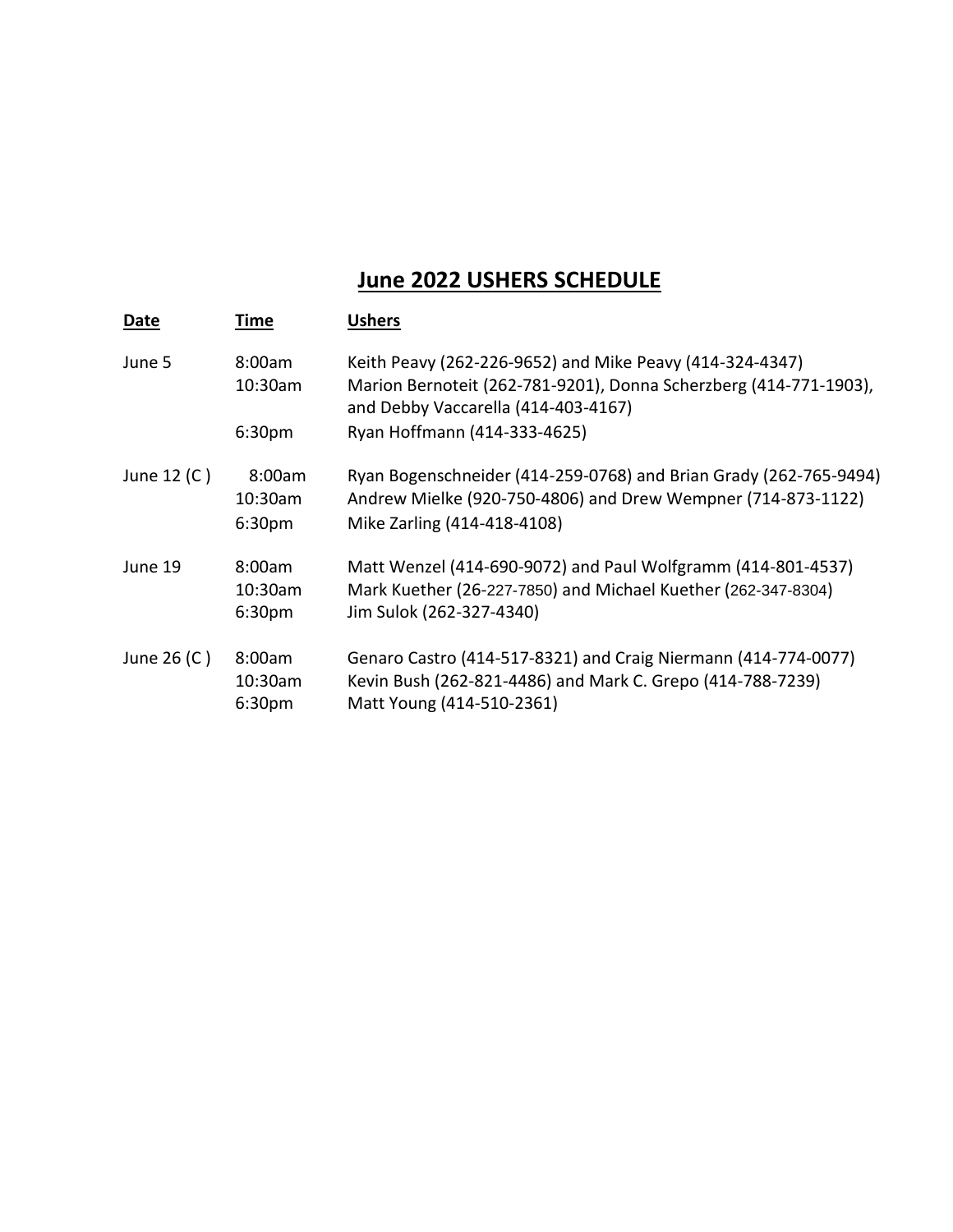# June 2022 USHERS SCHEDULE

| Date | Time | Ushers |
|---|---|---|
| June 5 | 8:00am | Keith Peavy (262-226-9652) and Mike Peavy (414-324-4347) |
| | 10:30am | Marion Bernoteit (262-781-9201), Donna Scherzberg (414-771-1903), and Debby Vaccarella (414-403-4167) |
| | 6:30pm | Ryan Hoffmann (414-333-4625) |
| June 12 (C ) | 8:00am | Ryan Bogenschneider (414-259-0768) and Brian Grady (262-765-9494) |
| | 10:30am | Andrew Mielke (920-750-4806) and Drew Wempner (714-873-1122) |
| | 6:30pm | Mike Zarling (414-418-4108) |
| June 19 | 8:00am | Matt Wenzel (414-690-9072) and Paul Wolfgramm (414-801-4537) |
| | 10:30am | Mark Kuether (26-227-7850) and Michael Kuether (262-347-8304) |
| | 6:30pm | Jim Sulok (262-327-4340) |
| June 26 (C ) | 8:00am | Genaro Castro (414-517-8321) and Craig Niermann (414-774-0077) |
| | 10:30am | Kevin Bush (262-821-4486) and Mark C. Grepo (414-788-7239) |
| | 6:30pm | Matt Young (414-510-2361) |